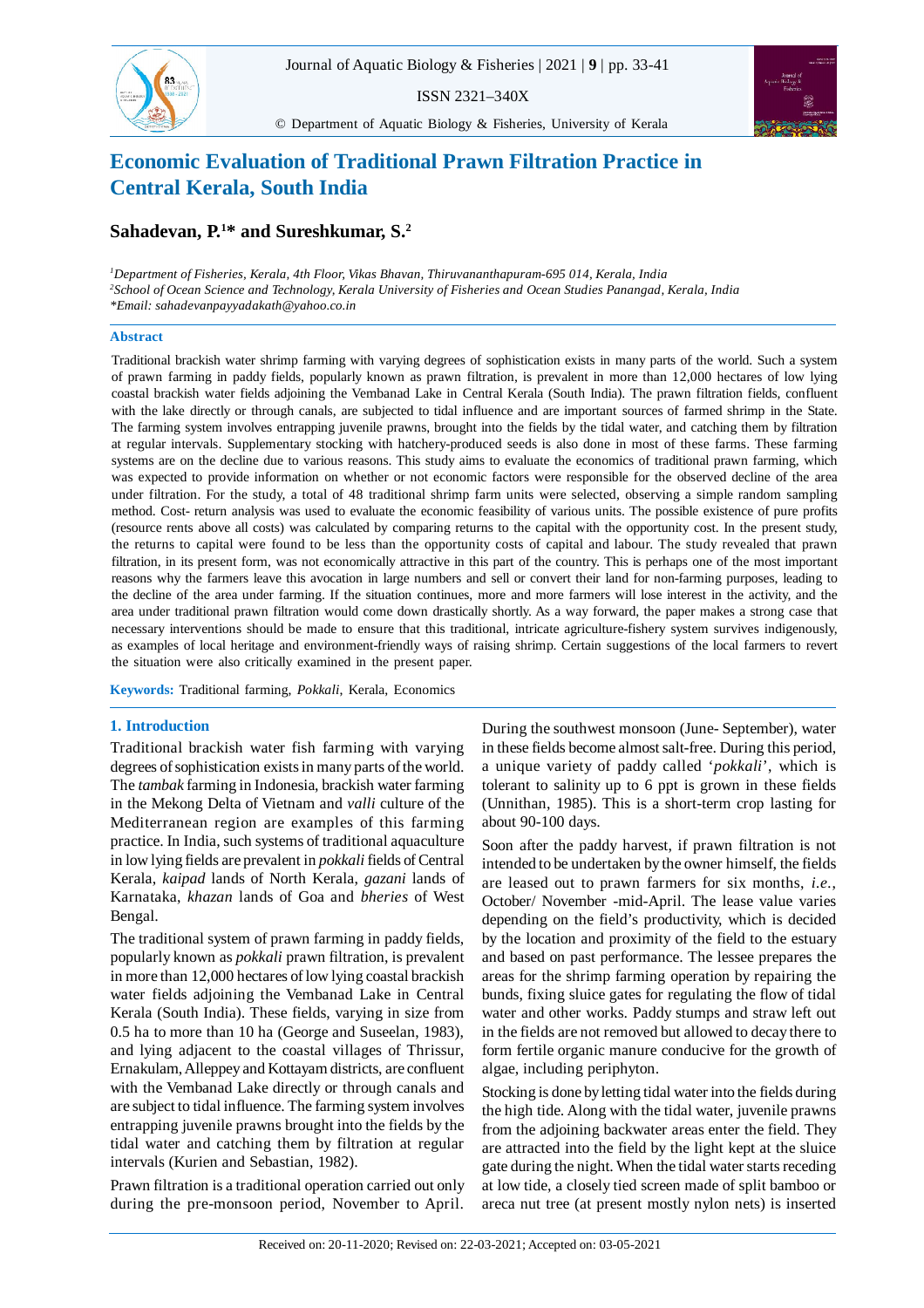# Economic Evaluation of Traditional Prawn Filtration Practice in Central Kerala, South India

**Sahadevan, P.[1]* and Sureshkumar, S.[2]**

[1]*Department of Fisheries, Kerala, 4th Floor, Vikas Bhavan, Thiruvananthapuram-695 014, Kerala, India*
[2]*School of Ocean Science and Technology, Kerala University of Fisheries and Ocean Studies Panangad, Kerala, India*
**Email: sahadevanpayyadakath@yahoo.co.in*

## Abstract

Traditional brackish water shrimp farming with varying degrees of sophistication exists in many parts of the world. Such a system of prawn farming in paddy fields, popularly known as prawn filtration, is prevalent in more than 12,000 hectares of low lying coastal brackish water fields adjoining the Vembanad Lake in Central Kerala (South India). The prawn filtration fields, confluent with the lake directly or through canals, are subjected to tidal influence and are important sources of farmed shrimp in the State. The farming system involves entrapping juvenile prawns, brought into the fields by the tidal water, and catching them by filtration at regular intervals. Supplementary stocking with hatchery-produced seeds is also done in most of these farms. These farming systems are on the decline due to various reasons. This study aims to evaluate the economics of traditional prawn farming, which was expected to provide information on whether or not economic factors were responsible for the observed decline of the area under filtration. For the study, a total of 48 traditional shrimp farm units were selected, observing a simple random sampling method. Cost- return analysis was used to evaluate the economic feasibility of various units. The possible existence of pure profits (resource rents above all costs) was calculated by comparing returns to the capital with the opportunity cost. In the present study, the returns to capital were found to be less than the opportunity costs of capital and labour. The study revealed that prawn filtration, in its present form, was not economically attractive in this part of the country. This is perhaps one of the most important reasons why the farmers leave this avocation in large numbers and sell or convert their land for non-farming purposes, leading to the decline of the area under traditional prawn filtration. If the situation continues, more and more farmers will lose interest in the activity, and the area under traditional prawn filtration would come down drastically shortly. As a way forward, the paper makes a strong case that necessary interventions should be made to ensure that this traditional, intricate agriculture-fishery system survives indigenously, as examples of local heritage and environment-friendly ways of raising shrimp. Certain suggestions of the local farmers to revert the situation were also critically examined in the present paper.

**Keywords:** Traditional farming, *Pokkali*, Kerala, Economics

## 1. Introduction

Traditional brackish water fish farming with varying degrees of sophistication exists in many parts of the world. The *tambak* farming in Indonesia, brackish water farming in the Mekong Delta of Vietnam and *valli* culture of the Mediterranean region are examples of this farming practice. In India, such systems of traditional aquaculture in low lying fields are prevalent in *pokkali* fields of Central Kerala, *kaipad* lands of North Kerala, *gazani* lands of Karnataka, *khazan* lands of Goa and *bheries* of West Bengal.

The traditional system of prawn farming in paddy fields, popularly known as *pokkali* prawn filtration, is prevalent in more than 12,000 hectares of low lying coastal brackish water fields adjoining the Vembanad Lake in Central Kerala (South India). These fields, varying in size from 0.5 ha to more than 10 ha (George and Suseelan, 1983), and lying adjacent to the coastal villages of Thrissur, Ernakulam, Alleppey and Kottayam districts, are confluent with the Vembanad Lake directly or through canals and are subject to tidal influence. The farming system involves entrapping juvenile prawns brought into the fields by the tidal water and catching them by filtration at regular intervals (Kurien and Sebastian, 1982).

Prawn filtration is a traditional operation carried out only during the pre-monsoon period, November to April. During the southwest monsoon (June- September), water in these fields become almost salt-free. During this period, a unique variety of paddy called '*pokkali*', which is tolerant to salinity up to 6 ppt is grown in these fields (Unnithan, 1985). This is a short-term crop lasting for about 90-100 days.

Soon after the paddy harvest, if prawn filtration is not intended to be undertaken by the owner himself, the fields are leased out to prawn farmers for six months, *i.e.*, October/ November -mid-April. The lease value varies depending on the field's productivity, which is decided by the location and proximity of the field to the estuary and based on past performance. The lessee prepares the areas for the shrimp farming operation by repairing the bunds, fixing sluice gates for regulating the flow of tidal water and other works. Paddy stumps and straw left out in the fields are not removed but allowed to decay there to form fertile organic manure conducive for the growth of algae, including periphyton.

Stocking is done by letting tidal water into the fields during the high tide. Along with the tidal water, juvenile prawns from the adjoining backwater areas enter the field. They are attracted into the field by the light kept at the sluice gate during the night. When the tidal water starts receding at low tide, a closely tied screen made of split bamboo or areca nut tree (at present mostly nylon nets) is inserted

Received on: 20-11-2020; Revised on: 22-03-2021; Accepted on: 03-05-2021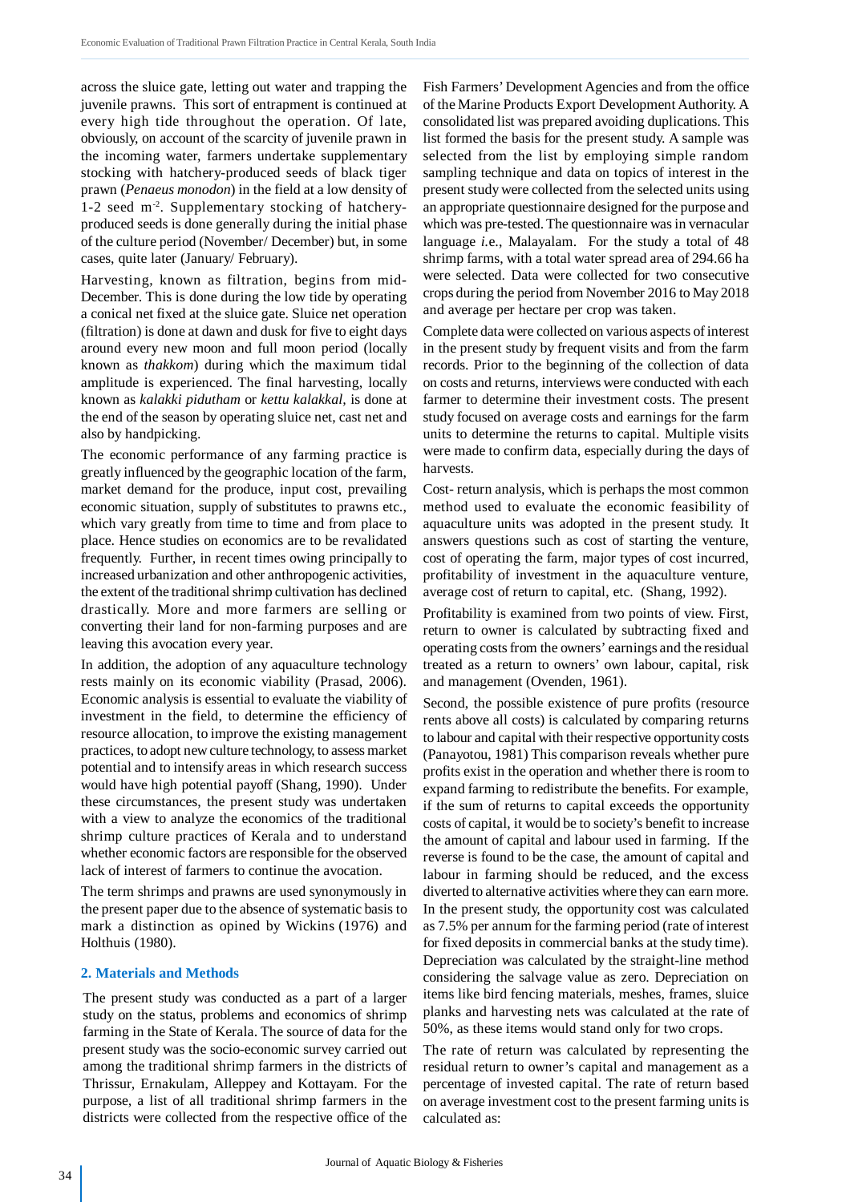across the sluice gate, letting out water and trapping the juvenile prawns. This sort of entrapment is continued at every high tide throughout the operation. Of late, obviously, on account of the scarcity of juvenile prawn in the incoming water, farmers undertake supplementary stocking with hatchery-produced seeds of black tiger prawn (*Penaeus monodon*) in the field at a low density of 1-2 seed $m^{-2}$. Supplementary stocking of hatchery-produced seeds is done generally during the initial phase of the culture period (November/ December) but, in some cases, quite later (January/ February).

Harvesting, known as filtration, begins from mid-December. This is done during the low tide by operating a conical net fixed at the sluice gate. Sluice net operation (filtration) is done at dawn and dusk for five to eight days around every new moon and full moon period (locally known as *thakkom*) during which the maximum tidal amplitude is experienced. The final harvesting, locally known as *kalakki pidutham* or *kettu kalakkal,* is done at the end of the season by operating sluice net, cast net and also by handpicking.

The economic performance of any farming practice is greatly influenced by the geographic location of the farm, market demand for the produce, input cost, prevailing economic situation, supply of substitutes to prawns etc., which vary greatly from time to time and from place to place. Hence studies on economics are to be revalidated frequently. Further, in recent times owing principally to increased urbanization and other anthropogenic activities, the extent of the traditional shrimp cultivation has declined drastically. More and more farmers are selling or converting their land for non-farming purposes and are leaving this avocation every year.

In addition, the adoption of any aquaculture technology rests mainly on its economic viability (Prasad, 2006). Economic analysis is essential to evaluate the viability of investment in the field, to determine the efficiency of resource allocation, to improve the existing management practices, to adopt new culture technology, to assess market potential and to intensify areas in which research success would have high potential payoff (Shang, 1990). Under these circumstances, the present study was undertaken with a view to analyze the economics of the traditional shrimp culture practices of Kerala and to understand whether economic factors are responsible for the observed lack of interest of farmers to continue the avocation.

The term shrimps and prawns are used synonymously in the present paper due to the absence of systematic basis to mark a distinction as opined by Wickins (1976) and Holthuis (1980).

## 2. Materials and Methods

The present study was conducted as a part of a larger study on the status, problems and economics of shrimp farming in the State of Kerala. The source of data for the present study was the socio-economic survey carried out among the traditional shrimp farmers in the districts of Thrissur, Ernakulam, Alleppey and Kottayam. For the purpose, a list of all traditional shrimp farmers in the districts were collected from the respective office of the Fish Farmers' Development Agencies and from the office of the Marine Products Export Development Authority. A consolidated list was prepared avoiding duplications. This list formed the basis for the present study. A sample was selected from the list by employing simple random sampling technique and data on topics of interest in the present study were collected from the selected units using an appropriate questionnaire designed for the purpose and which was pre-tested. The questionnaire was in vernacular language *i.e.*, Malayalam. For the study a total of 48 shrimp farms, with a total water spread area of 294.66 ha were selected. Data were collected for two consecutive crops during the period from November 2016 to May 2018 and average per hectare per crop was taken.

Complete data were collected on various aspects of interest in the present study by frequent visits and from the farm records. Prior to the beginning of the collection of data on costs and returns, interviews were conducted with each farmer to determine their investment costs. The present study focused on average costs and earnings for the farm units to determine the returns to capital. Multiple visits were made to confirm data, especially during the days of harvests.

Cost- return analysis, which is perhaps the most common method used to evaluate the economic feasibility of aquaculture units was adopted in the present study. It answers questions such as cost of starting the venture, cost of operating the farm, major types of cost incurred, profitability of investment in the aquaculture venture, average cost of return to capital, etc. (Shang, 1992).

Profitability is examined from two points of view. First, return to owner is calculated by subtracting fixed and operating costs from the owners' earnings and the residual treated as a return to owners' own labour, capital, risk and management (Ovenden, 1961).

Second, the possible existence of pure profits (resource rents above all costs) is calculated by comparing returns to labour and capital with their respective opportunity costs (Panayotou, 1981) This comparison reveals whether pure profits exist in the operation and whether there is room to expand farming to redistribute the benefits. For example, if the sum of returns to capital exceeds the opportunity costs of capital, it would be to society's benefit to increase the amount of capital and labour used in farming. If the reverse is found to be the case, the amount of capital and labour in farming should be reduced, and the excess diverted to alternative activities where they can earn more. In the present study, the opportunity cost was calculated as 7.5% per annum for the farming period (rate of interest for fixed deposits in commercial banks at the study time). Depreciation was calculated by the straight-line method considering the salvage value as zero. Depreciation on items like bird fencing materials, meshes, frames, sluice planks and harvesting nets was calculated at the rate of 50%, as these items would stand only for two crops.

The rate of return was calculated by representing the residual return to owner's capital and management as a percentage of invested capital. The rate of return based on average investment cost to the present farming units is calculated as: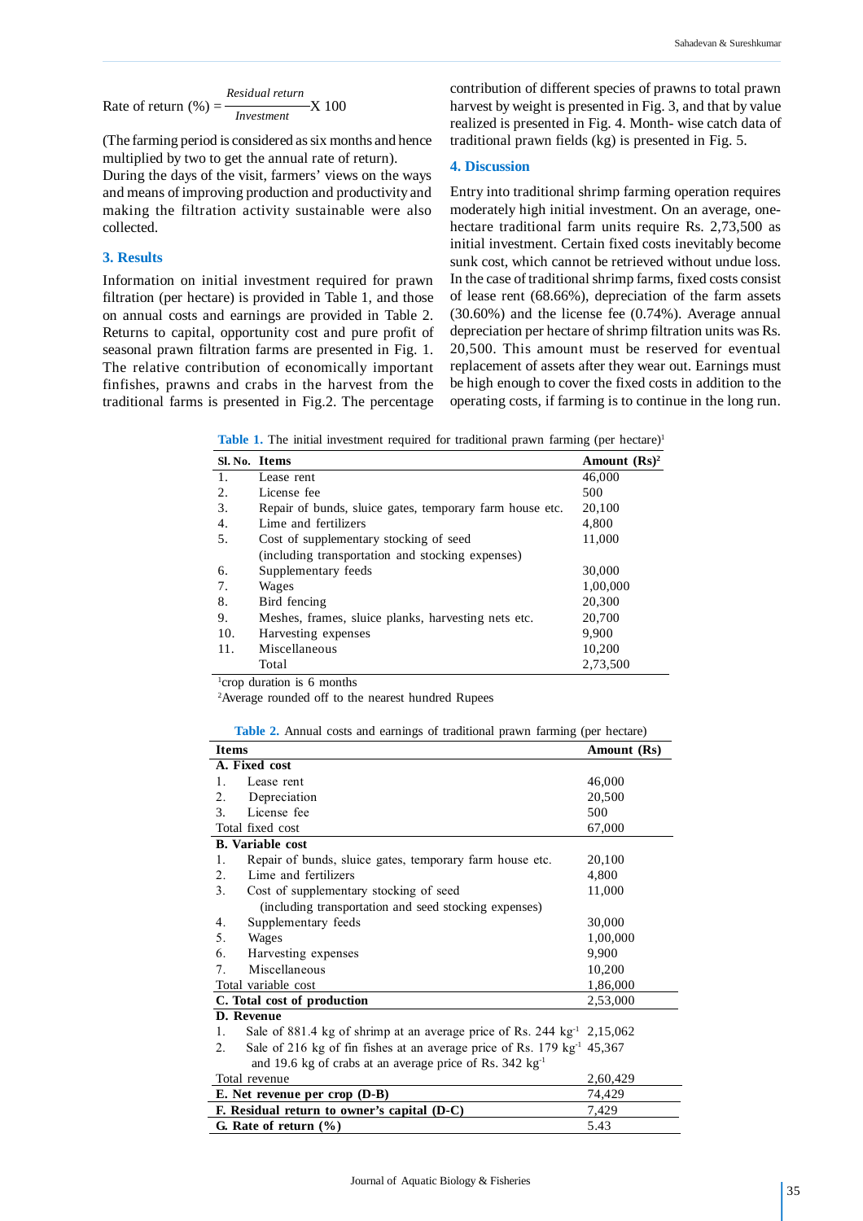$$\text{Rate of return (\%)} = \frac{\textit{Residual return}}{\textit{Investment}} \text{X } 100$$

(The farming period is considered as six months and hence multiplied by two to get the annual rate of return). During the days of the visit, farmers' views on the ways and means of improving production and productivity and making the filtration activity sustainable were also collected.

## 3. Results

Information on initial investment required for prawn filtration (per hectare) is provided in Table 1, and those on annual costs and earnings are provided in Table 2. Returns to capital, opportunity cost and pure profit of seasonal prawn filtration farms are presented in Fig. 1. The relative contribution of economically important finfishes, prawns and crabs in the harvest from the traditional farms is presented in Fig.2. The percentage contribution of different species of prawns to total prawn harvest by weight is presented in Fig. 3, and that by value realized is presented in Fig. 4. Month- wise catch data of traditional prawn fields (kg) is presented in Fig. 5.

## 4. Discussion

Entry into traditional shrimp farming operation requires moderately high initial investment. On an average, one-hectare traditional farm units require Rs. 2,73,500 as initial investment. Certain fixed costs inevitably become sunk cost, which cannot be retrieved without undue loss. In the case of traditional shrimp farms, fixed costs consist of lease rent (68.66%), depreciation of the farm assets (30.60%) and the license fee (0.74%). Average annual depreciation per hectare of shrimp filtration units was Rs. 20,500. This amount must be reserved for eventual replacement of assets after they wear out. Earnings must be high enough to cover the fixed costs in addition to the operating costs, if farming is to continue in the long run.

**Table 1.** The initial investment required for traditional prawn farming (per hectare)[1]

| Sl. No. | Items | Amount (Rs)[2] |
|---|---|---|
| 1. | Lease rent | 46,000 |
| 2. | License fee | 500 |
| 3. | Repair of bunds, sluice gates, temporary farm house etc. | 20,100 |
| 4. | Lime and fertilizers | 4,800 |
| 5. | Cost of supplementary stocking of seed (including transportation and stocking expenses) | 11,000 |
| 6. | Supplementary feeds | 30,000 |
| 7. | Wages | 1,00,000 |
| 8. | Bird fencing | 20,300 |
| 9. | Meshes, frames, sluice planks, harvesting nets etc. | 20,700 |
| 10. | Harvesting expenses | 9,900 |
| 11. | Miscellaneous | 10,200 |
| | Total | 2,73,500 |

[1]crop duration is 6 months

[2]Average rounded off to the nearest hundred Rupees

**Table 2.** Annual costs and earnings of traditional prawn farming (per hectare)

| Items | Amount (Rs) |
|---|---|
| **A. Fixed cost** | |
| 1. Lease rent | 46,000 |
| 2. Depreciation | 20,500 |
| 3. License fee | 500 |
| Total fixed cost | 67,000 |
| **B. Variable cost** | |
| 1. Repair of bunds, sluice gates, temporary farm house etc. | 20,100 |
| 2. Lime and fertilizers | 4,800 |
| 3. Cost of supplementary stocking of seed (including transportation and seed stocking expenses) | 11,000 |
| 4. Supplementary feeds | 30,000 |
| 5. Wages | 1,00,000 |
| 6. Harvesting expenses | 9,900 |
| 7. Miscellaneous | 10,200 |
| Total variable cost | 1,86,000 |
| **C. Total cost of production** | 2,53,000 |
| **D. Revenue** | |
| 1. Sale of 881.4 kg of shrimp at an average price of Rs. 244 $kg^{-1}$ | 2,15,062 |
| 2. Sale of 216 kg of fin fishes at an average price of Rs. 179 $kg^{-1}$ and 19.6 kg of crabs at an average price of Rs. 342 $kg^{-1}$ | 45,367 |
| Total revenue | 2,60,429 |
| **E. Net revenue per crop (D-B)** | 74,429 |
| **F. Residual return to owner's capital (D-C)** | 7,429 |
| **G. Rate of return (%)** | 5.43 |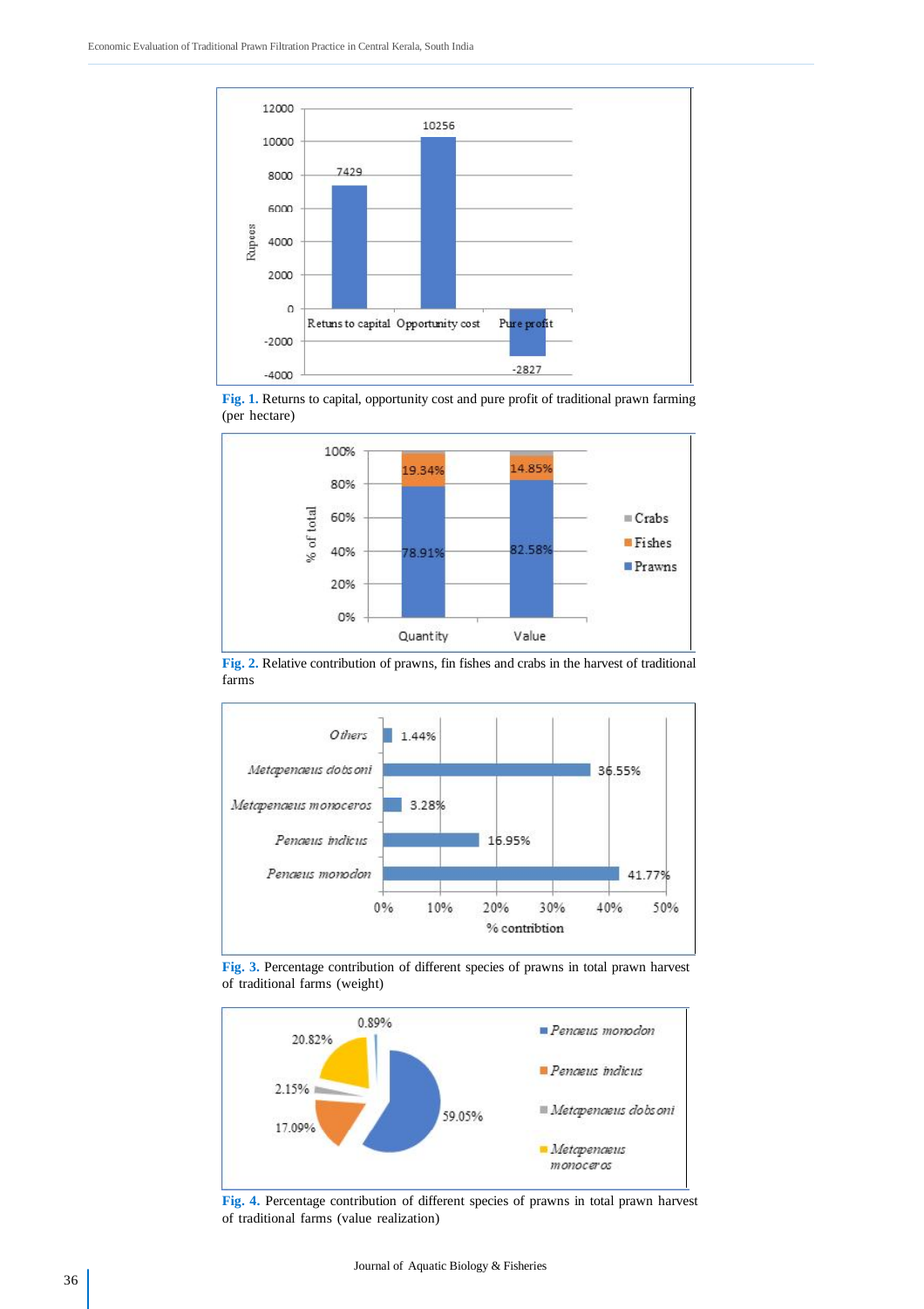Fig. 1. Returns to capital, opportunity cost and pure profit of traditional prawn farming (per hectare)

Fig. 2. Relative contribution of prawns, fin fishes and crabs in the harvest of traditional farms

Fig. 3. Percentage contribution of different species of prawns in total prawn harvest of traditional farms (weight)

Fig. 4. Percentage contribution of different species of prawns in total prawn harvest of traditional farms (value realization)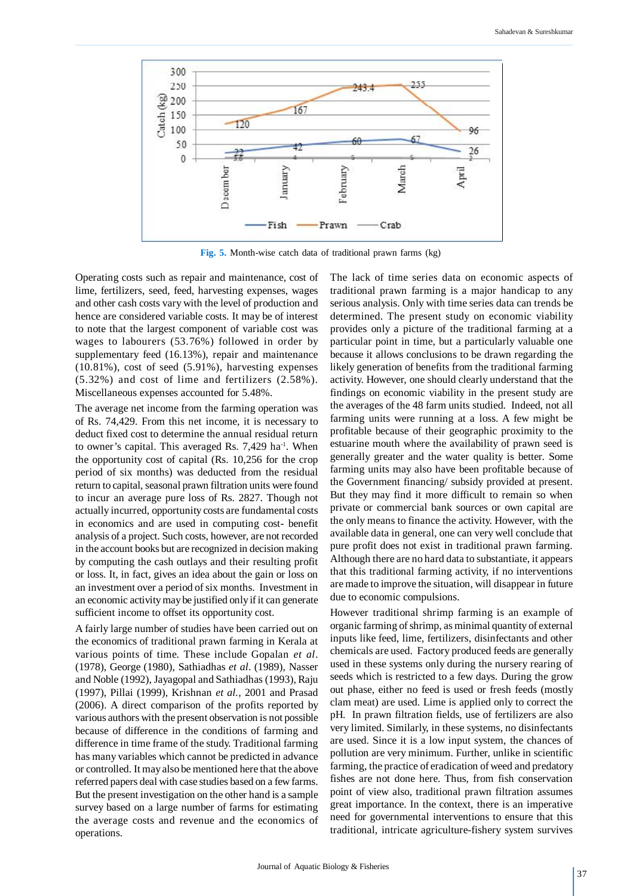Fig. 5. Month-wise catch data of traditional prawn farms (kg)

Operating costs such as repair and maintenance, cost of lime, fertilizers, seed, feed, harvesting expenses, wages and other cash costs vary with the level of production and hence are considered variable costs. It may be of interest to note that the largest component of variable cost was wages to labourers (53.76%) followed in order by supplementary feed (16.13%), repair and maintenance (10.81%), cost of seed (5.91%), harvesting expenses (5.32%) and cost of lime and fertilizers (2.58%). Miscellaneous expenses accounted for 5.48%.

The average net income from the farming operation was of Rs. 74,429. From this net income, it is necessary to deduct fixed cost to determine the annual residual return to owner's capital. This averaged Rs. 7,429 ha$^{-1}$. When the opportunity cost of capital (Rs. 10,256 for the crop period of six months) was deducted from the residual return to capital, seasonal prawn filtration units were found to incur an average pure loss of Rs. 2827. Though not actually incurred, opportunity costs are fundamental costs in economics and are used in computing cost- benefit analysis of a project. Such costs, however, are not recorded in the account books but are recognized in decision making by computing the cash outlays and their resulting profit or loss. It, in fact, gives an idea about the gain or loss on an investment over a period of six months. Investment in an economic activity may be justified only if it can generate sufficient income to offset its opportunity cost.

A fairly large number of studies have been carried out on the economics of traditional prawn farming in Kerala at various points of time. These include Gopalan *et al*. (1978), George (1980), Sathiadhas *et al*. (1989), Nasser and Noble (1992), Jayagopal and Sathiadhas (1993), Raju (1997), Pillai (1999), Krishnan *et al.*, 2001 and Prasad (2006). A direct comparison of the profits reported by various authors with the present observation is not possible because of difference in the conditions of farming and difference in time frame of the study. Traditional farming has many variables which cannot be predicted in advance or controlled. It may also be mentioned here that the above referred papers deal with case studies based on a few farms. But the present investigation on the other hand is a sample survey based on a large number of farms for estimating the average costs and revenue and the economics of operations.

The lack of time series data on economic aspects of traditional prawn farming is a major handicap to any serious analysis. Only with time series data can trends be determined. The present study on economic viability provides only a picture of the traditional farming at a particular point in time, but a particularly valuable one because it allows conclusions to be drawn regarding the likely generation of benefits from the traditional farming activity. However, one should clearly understand that the findings on economic viability in the present study are the averages of the 48 farm units studied. Indeed, not all farming units were running at a loss. A few might be profitable because of their geographic proximity to the estuarine mouth where the availability of prawn seed is generally greater and the water quality is better. Some farming units may also have been profitable because of the Government financing/ subsidy provided at present. But they may find it more difficult to remain so when private or commercial bank sources or own capital are the only means to finance the activity. However, with the available data in general, one can very well conclude that pure profit does not exist in traditional prawn farming. Although there are no hard data to substantiate, it appears that this traditional farming activity, if no interventions are made to improve the situation, will disappear in future due to economic compulsions.

However traditional shrimp farming is an example of organic farming of shrimp, as minimal quantity of external inputs like feed, lime, fertilizers, disinfectants and other chemicals are used. Factory produced feeds are generally used in these systems only during the nursery rearing of seeds which is restricted to a few days. During the grow out phase, either no feed is used or fresh feeds (mostly clam meat) are used. Lime is applied only to correct the pH. In prawn filtration fields, use of fertilizers are also very limited. Similarly, in these systems, no disinfectants are used. Since it is a low input system, the chances of pollution are very minimum. Further, unlike in scientific farming, the practice of eradication of weed and predatory fishes are not done here. Thus, from fish conservation point of view also, traditional prawn filtration assumes great importance. In the context, there is an imperative need for governmental interventions to ensure that this traditional, intricate agriculture-fishery system survives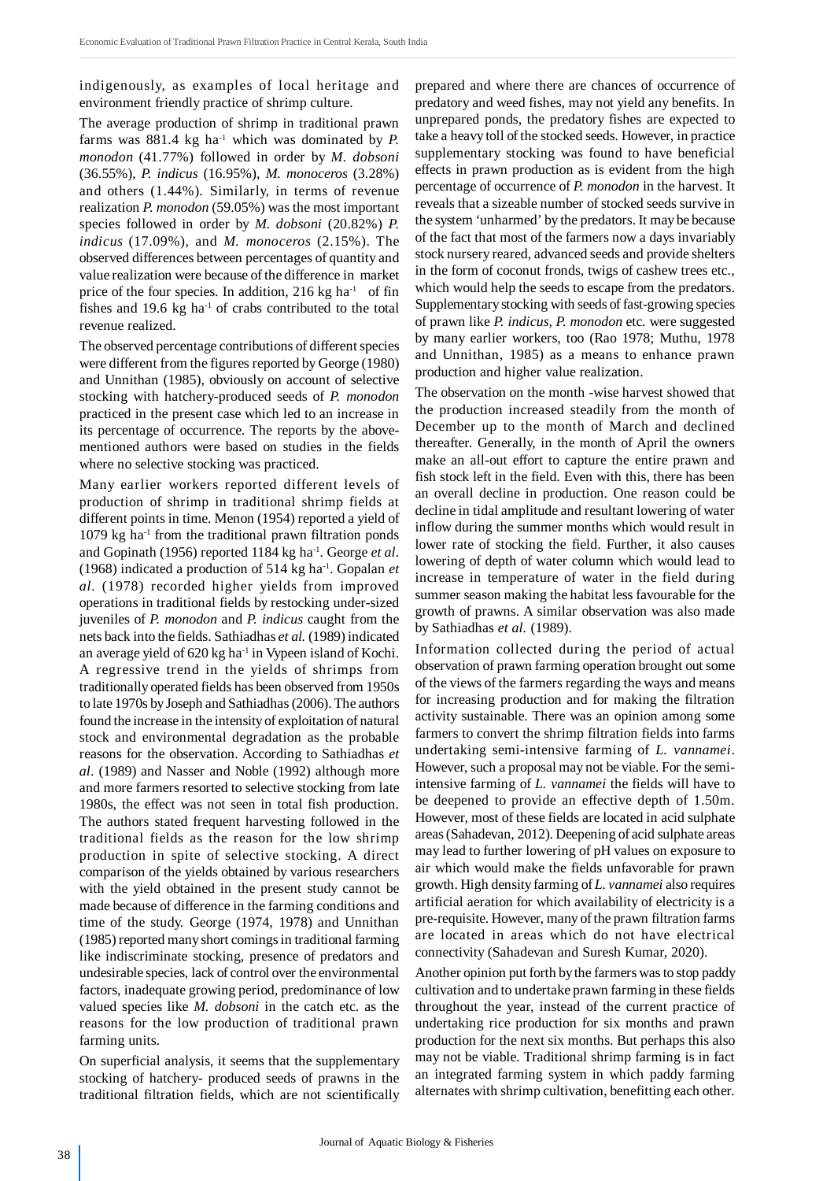indigenously, as examples of local heritage and environment friendly practice of shrimp culture.

The average production of shrimp in traditional prawn farms was 881.4 kg ha$^{-1}$ which was dominated by *P. monodon* (41.77%) followed in order by *M. dobsoni* (36.55%), *P. indicus* (16.95%), *M. monoceros* (3.28%) and others (1.44%). Similarly, in terms of revenue realization *P. monodon* (59.05%) was the most important species followed in order by *M. dobsoni* (20.82%) *P. indicus* (17.09%), and *M. monoceros* (2.15%). The observed differences between percentages of quantity and value realization were because of the difference in market price of the four species. In addition, 216 kg ha$^{-1}$ of fin fishes and 19.6 kg ha$^{-1}$ of crabs contributed to the total revenue realized.

The observed percentage contributions of different species were different from the figures reported by George (1980) and Unnithan (1985), obviously on account of selective stocking with hatchery-produced seeds of *P. monodon* practiced in the present case which led to an increase in its percentage of occurrence. The reports by the above-mentioned authors were based on studies in the fields where no selective stocking was practiced.

Many earlier workers reported different levels of production of shrimp in traditional shrimp fields at different points in time. Menon (1954) reported a yield of 1079 kg ha$^{-1}$ from the traditional prawn filtration ponds and Gopinath (1956) reported 1184 kg ha$^{-1}$. George *et al*. (1968) indicated a production of 514 kg ha$^{-1}$. Gopalan *et al*. (1978) recorded higher yields from improved operations in traditional fields by restocking under-sized juveniles of *P. monodon* and *P. indicus* caught from the nets back into the fields. Sathiadhas *et al.* (1989) indicated an average yield of 620 kg ha$^{-1}$ in Vypeen island of Kochi. A regressive trend in the yields of shrimps from traditionally operated fields has been observed from 1950s to late 1970s by Joseph and Sathiadhas (2006). The authors found the increase in the intensity of exploitation of natural stock and environmental degradation as the probable reasons for the observation. According to Sathiadhas *et al*. (1989) and Nasser and Noble (1992) although more and more farmers resorted to selective stocking from late 1980s, the effect was not seen in total fish production. The authors stated frequent harvesting followed in the traditional fields as the reason for the low shrimp production in spite of selective stocking. A direct comparison of the yields obtained by various researchers with the yield obtained in the present study cannot be made because of difference in the farming conditions and time of the study. George (1974, 1978) and Unnithan (1985) reported many short comings in traditional farming like indiscriminate stocking, presence of predators and undesirable species, lack of control over the environmental factors, inadequate growing period, predominance of low valued species like *M. dobsoni* in the catch etc. as the reasons for the low production of traditional prawn farming units.

On superficial analysis, it seems that the supplementary stocking of hatchery- produced seeds of prawns in the traditional filtration fields, which are not scientifically prepared and where there are chances of occurrence of predatory and weed fishes, may not yield any benefits. In unprepared ponds, the predatory fishes are expected to take a heavy toll of the stocked seeds. However, in practice supplementary stocking was found to have beneficial effects in prawn production as is evident from the high percentage of occurrence of *P. monodon* in the harvest. It reveals that a sizeable number of stocked seeds survive in the system 'unharmed' by the predators. It may be because of the fact that most of the farmers now a days invariably stock nursery reared, advanced seeds and provide shelters in the form of coconut fronds, twigs of cashew trees etc., which would help the seeds to escape from the predators. Supplementary stocking with seeds of fast-growing species of prawn like *P. indicus, P. monodon* etc. were suggested by many earlier workers, too (Rao 1978; Muthu, 1978 and Unnithan, 1985) as a means to enhance prawn production and higher value realization.

The observation on the month -wise harvest showed that the production increased steadily from the month of December up to the month of March and declined thereafter. Generally, in the month of April the owners make an all-out effort to capture the entire prawn and fish stock left in the field. Even with this, there has been an overall decline in production. One reason could be decline in tidal amplitude and resultant lowering of water inflow during the summer months which would result in lower rate of stocking the field. Further, it also causes lowering of depth of water column which would lead to increase in temperature of water in the field during summer season making the habitat less favourable for the growth of prawns. A similar observation was also made by Sathiadhas *et al.* (1989).

Information collected during the period of actual observation of prawn farming operation brought out some of the views of the farmers regarding the ways and means for increasing production and for making the filtration activity sustainable. There was an opinion among some farmers to convert the shrimp filtration fields into farms undertaking semi-intensive farming of *L. vannamei*. However, such a proposal may not be viable. For the semi-intensive farming of *L. vannamei* the fields will have to be deepened to provide an effective depth of 1.50m. However, most of these fields are located in acid sulphate areas (Sahadevan, 2012). Deepening of acid sulphate areas may lead to further lowering of pH values on exposure to air which would make the fields unfavorable for prawn growth. High density farming of *L. vannamei* also requires artificial aeration for which availability of electricity is a pre-requisite. However, many of the prawn filtration farms are located in areas which do not have electrical connectivity (Sahadevan and Suresh Kumar, 2020).

Another opinion put forth by the farmers was to stop paddy cultivation and to undertake prawn farming in these fields throughout the year, instead of the current practice of undertaking rice production for six months and prawn production for the next six months. But perhaps this also may not be viable. Traditional shrimp farming is in fact an integrated farming system in which paddy farming alternates with shrimp cultivation, benefitting each other.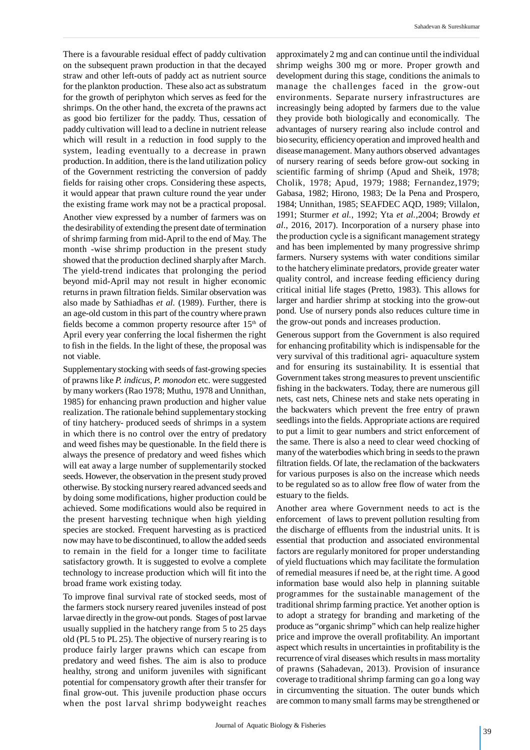There is a favourable residual effect of paddy cultivation on the subsequent prawn production in that the decayed straw and other left-outs of paddy act as nutrient source for the plankton production. These also act as substratum for the growth of periphyton which serves as feed for the shrimps. On the other hand, the excreta of the prawns act as good bio fertilizer for the paddy. Thus, cessation of paddy cultivation will lead to a decline in nutrient release which will result in a reduction in food supply to the system, leading eventually to a decrease in prawn production. In addition, there is the land utilization policy of the Government restricting the conversion of paddy fields for raising other crops. Considering these aspects, it would appear that prawn culture round the year under the existing frame work may not be a practical proposal.

Another view expressed by a number of farmers was on the desirability of extending the present date of termination of shrimp farming from mid-April to the end of May. The month -wise shrimp production in the present study showed that the production declined sharply after March. The yield-trend indicates that prolonging the period beyond mid-April may not result in higher economic returns in prawn filtration fields. Similar observation was also made by Sathiadhas *et al.* (1989). Further, there is an age-old custom in this part of the country where prawn fields become a common property resource after 15th of April every year conferring the local fishermen the right to fish in the fields. In the light of these, the proposal was not viable.

Supplementary stocking with seeds of fast-growing species of prawns like *P. indicus, P. monodon* etc. were suggested by many workers (Rao 1978; Muthu, 1978 and Unnithan, 1985) for enhancing prawn production and higher value realization. The rationale behind supplementary stocking of tiny hatchery- produced seeds of shrimps in a system in which there is no control over the entry of predatory and weed fishes may be questionable. In the field there is always the presence of predatory and weed fishes which will eat away a large number of supplementarily stocked seeds. However, the observation in the present study proved otherwise. By stocking nursery reared advanced seeds and by doing some modifications, higher production could be achieved. Some modifications would also be required in the present harvesting technique when high yielding species are stocked. Frequent harvesting as is practiced now may have to be discontinued, to allow the added seeds to remain in the field for a longer time to facilitate satisfactory growth. It is suggested to evolve a complete technology to increase production which will fit into the broad frame work existing today.

To improve final survival rate of stocked seeds, most of the farmers stock nursery reared juveniles instead of post larvae directly in the grow-out ponds. Stages of post larvae usually supplied in the hatchery range from 5 to 25 days old (PL 5 to PL 25). The objective of nursery rearing is to produce fairly larger prawns which can escape from predatory and weed fishes. The aim is also to produce healthy, strong and uniform juveniles with significant potential for compensatory growth after their transfer for final grow-out. This juvenile production phase occurs when the post larval shrimp bodyweight reaches approximately 2 mg and can continue until the individual shrimp weighs 300 mg or more. Proper growth and development during this stage, conditions the animals to manage the challenges faced in the grow-out environments. Separate nursery infrastructures are increasingly being adopted by farmers due to the value they provide both biologically and economically. The advantages of nursery rearing also include control and bio security, efficiency operation and improved health and disease management. Many authors observed advantages of nursery rearing of seeds before grow-out socking in scientific farming of shrimp (Apud and Sheik, 1978; Cholik, 1978; Apud, 1979; 1988; Fernandez,1979; Gabasa, 1982; Hirono, 1983; De la Pena and Prospero, 1984; Unnithan, 1985; SEAFDEC AQD, 1989; Villalon, 1991; Sturmer *et al.*, 1992; Yta *et al.*,2004; Browdy *et al.*, 2016, 2017). Incorporation of a nursery phase into the production cycle is a significant management strategy and has been implemented by many progressive shrimp farmers. Nursery systems with water conditions similar to the hatchery eliminate predators, provide greater water quality control, and increase feeding efficiency during critical initial life stages (Pretto, 1983). This allows for larger and hardier shrimp at stocking into the grow-out pond. Use of nursery ponds also reduces culture time in the grow-out ponds and increases production.

Generous support from the Government is also required for enhancing profitability which is indispensable for the very survival of this traditional agri- aquaculture system and for ensuring its sustainability. It is essential that Government takes strong measures to prevent unscientific fishing in the backwaters. Today, there are numerous gill nets, cast nets, Chinese nets and stake nets operating in the backwaters which prevent the free entry of prawn seedlings into the fields. Appropriate actions are required to put a limit to gear numbers and strict enforcement of the same. There is also a need to clear weed chocking of many of the waterbodies which bring in seeds to the prawn filtration fields. Of late, the reclamation of the backwaters for various purposes is also on the increase which needs to be regulated so as to allow free flow of water from the estuary to the fields.

Another area where Government needs to act is the enforcement of laws to prevent pollution resulting from the discharge of effluents from the industrial units. It is essential that production and associated environmental factors are regularly monitored for proper understanding of yield fluctuations which may facilitate the formulation of remedial measures if need be, at the right time. A good information base would also help in planning suitable programmes for the sustainable management of the traditional shrimp farming practice. Yet another option is to adopt a strategy for branding and marketing of the produce as "organic shrimp" which can help realize higher price and improve the overall profitability. An important aspect which results in uncertainties in profitability is the recurrence of viral diseases which results in mass mortality of prawns (Sahadevan, 2013). Provision of insurance coverage to traditional shrimp farming can go a long way in circumventing the situation. The outer bunds which are common to many small farms may be strengthened or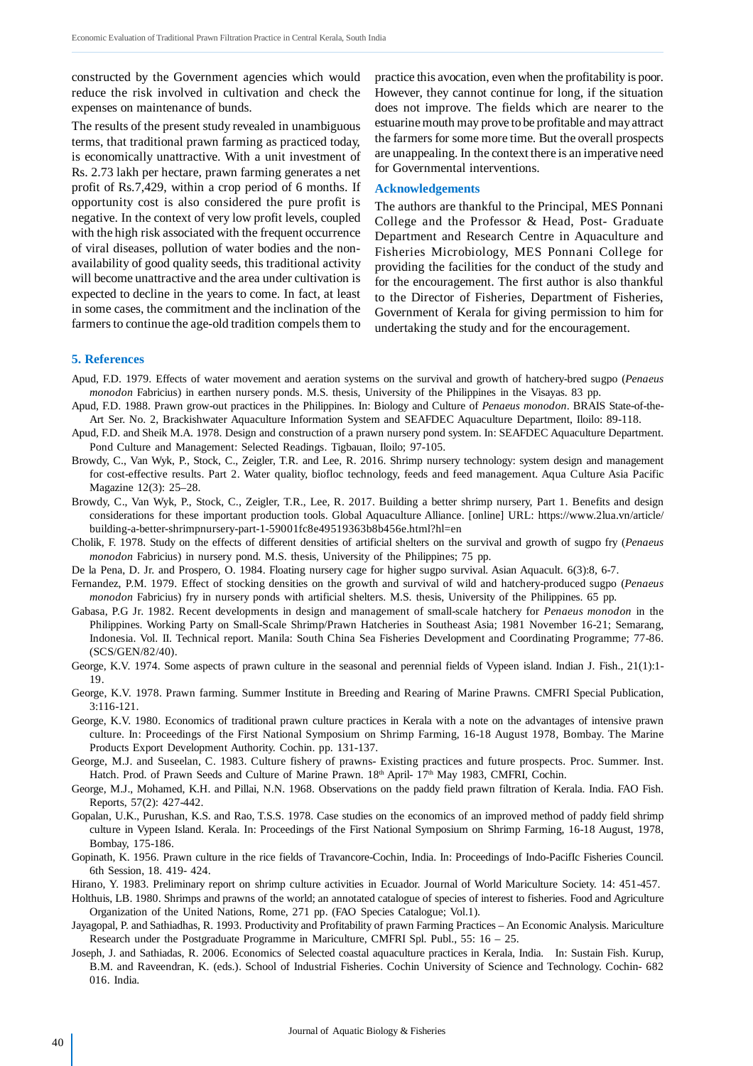constructed by the Government agencies which would reduce the risk involved in cultivation and check the expenses on maintenance of bunds.

The results of the present study revealed in unambiguous terms, that traditional prawn farming as practiced today, is economically unattractive. With a unit investment of Rs. 2.73 lakh per hectare, prawn farming generates a net profit of Rs.7,429, within a crop period of 6 months. If opportunity cost is also considered the pure profit is negative. In the context of very low profit levels, coupled with the high risk associated with the frequent occurrence of viral diseases, pollution of water bodies and the non-availability of good quality seeds, this traditional activity will become unattractive and the area under cultivation is expected to decline in the years to come. In fact, at least in some cases, the commitment and the inclination of the farmers to continue the age-old tradition compels them to practice this avocation, even when the profitability is poor. However, they cannot continue for long, if the situation does not improve. The fields which are nearer to the estuarine mouth may prove to be profitable and may attract the farmers for some more time. But the overall prospects are unappealing. In the context there is an imperative need for Governmental interventions.

### Acknowledgements

The authors are thankful to the Principal, MES Ponnani College and the Professor & Head, Post- Graduate Department and Research Centre in Aquaculture and Fisheries Microbiology, MES Ponnani College for providing the facilities for the conduct of the study and for the encouragement. The first author is also thankful to the Director of Fisheries, Department of Fisheries, Government of Kerala for giving permission to him for undertaking the study and for the encouragement.

## 5. References

Apud, F.D. 1979. Effects of water movement and aeration systems on the survival and growth of hatchery-bred sugpo (*Penaeus monodon* Fabricius) in earthen nursery ponds. M.S. thesis, University of the Philippines in the Visayas. 83 pp.

Apud, F.D. 1988. Prawn grow-out practices in the Philippines. In: Biology and Culture of *Penaeus monodon*. BRAIS State-of-the-Art Ser. No. 2, Brackishwater Aquaculture Information System and SEAFDEC Aquaculture Department, Iloilo: 89-118.

Apud, F.D. and Sheik M.A. 1978. Design and construction of a prawn nursery pond system. In: SEAFDEC Aquaculture Department. Pond Culture and Management: Selected Readings. Tigbauan, Iloilo; 97-105.

Browdy, C., Van Wyk, P., Stock, C., Zeigler, T.R. and Lee, R. 2016. Shrimp nursery technology: system design and management for cost-effective results. Part 2. Water quality, biofloc technology, feeds and feed management. Aqua Culture Asia Pacific Magazine 12(3): 25–28.

Browdy, C., Van Wyk, P., Stock, C., Zeigler, T.R., Lee, R. 2017. Building a better shrimp nursery, Part 1. Benefits and design considerations for these important production tools. Global Aquaculture Alliance. [online] URL: https://www.2lua.vn/article/building-a-better-shrimpnursery-part-1-59001fc8e49519363b8b456e.html?hl=en

Cholik, F. 1978. Study on the effects of artificial shelters on the survival and growth of sugpo fry (*Penaeus monodon* Fabricius) in nursery pond. M.S. thesis, University of the Philippines; 75 pp.

De la Pena, D. Jr. and Prospero, O. 1984. Floating nursery cage for higher sugpo survival. Asian Aquacult. 6(3):8, 6-7.

Fernandez, P.M. 1979. Effect of stocking densities on the growth and survival of wild and hatchery-produced sugpo (*Penaeus monodon* Fabricius) fry in nursery ponds with artificial shelters. M.S. thesis, University of the Philippines. 65 pp.

Gabasa, P.G Jr. 1982. Recent developments in design and management of small-scale hatchery for *Penaeus monodon* in the Philippines. Working Party on Small-Scale Shrimp/Prawn Hatcheries in Southeast Asia; 1981 November 16-21; Semarang, Indonesia. Vol. II. Technical report. Manila: South China Sea Fisheries Development and Coordinating Programme; 77-86. (SCS/GEN/82/40).

George, K.V. 1974. Some aspects of prawn culture in the seasonal and perennial fields of Vypeen island. Indian J. Fish., 21(1):1-19.

George, K.V. 1978. Prawn farming. Summer Institute in Breeding and Rearing of Marine Prawns. CMFRI Special Publication, 3:116-121.

George, K.V. 1980. Economics of traditional prawn culture practices in Kerala with a note on the advantages of intensive prawn culture. In: Proceedings of the First National Symposium on Shrimp Farming, 16-18 August 1978, Bombay. The Marine Products Export Development Authority. Cochin. pp. 131-137.

George, M.J. and Suseelan, C. 1983. Culture fishery of prawns- Existing practices and future prospects. Proc. Summer. Inst. Hatch. Prod. of Prawn Seeds and Culture of Marine Prawn. 18th April- 17th May 1983, CMFRI, Cochin.

George, M.J., Mohamed, K.H. and Pillai, N.N. 1968. Observations on the paddy field prawn filtration of Kerala. India. FAO Fish. Reports, 57(2): 427-442.

Gopalan, U.K., Purushan, K.S. and Rao, T.S.S. 1978. Case studies on the economics of an improved method of paddy field shrimp culture in Vypeen Island. Kerala. In: Proceedings of the First National Symposium on Shrimp Farming, 16-18 August, 1978, Bombay, 175-186.

Gopinath, K. 1956. Prawn culture in the rice fields of Travancore-Cochin, India. In: Proceedings of Indo-PacifIc Fisheries Council. 6th Session, 18. 419- 424.

Hirano, Y. 1983. Preliminary report on shrimp culture activities in Ecuador. Journal of World Mariculture Society. 14: 451-457.

Holthuis, LB. 1980. Shrimps and prawns of the world; an annotated catalogue of species of interest to fisheries. Food and Agriculture Organization of the United Nations, Rome, 271 pp. (FAO Species Catalogue; Vol.1).

Jayagopal, P. and Sathiadhas, R. 1993. Productivity and Profitability of prawn Farming Practices – An Economic Analysis. Mariculture Research under the Postgraduate Programme in Mariculture, CMFRI Spl. Publ., 55: 16 – 25.

Joseph, J. and Sathiadas, R. 2006. Economics of Selected coastal aquaculture practices in Kerala, India. In: Sustain Fish. Kurup, B.M. and Raveendran, K. (eds.). School of Industrial Fisheries. Cochin University of Science and Technology. Cochin- 682 016. India.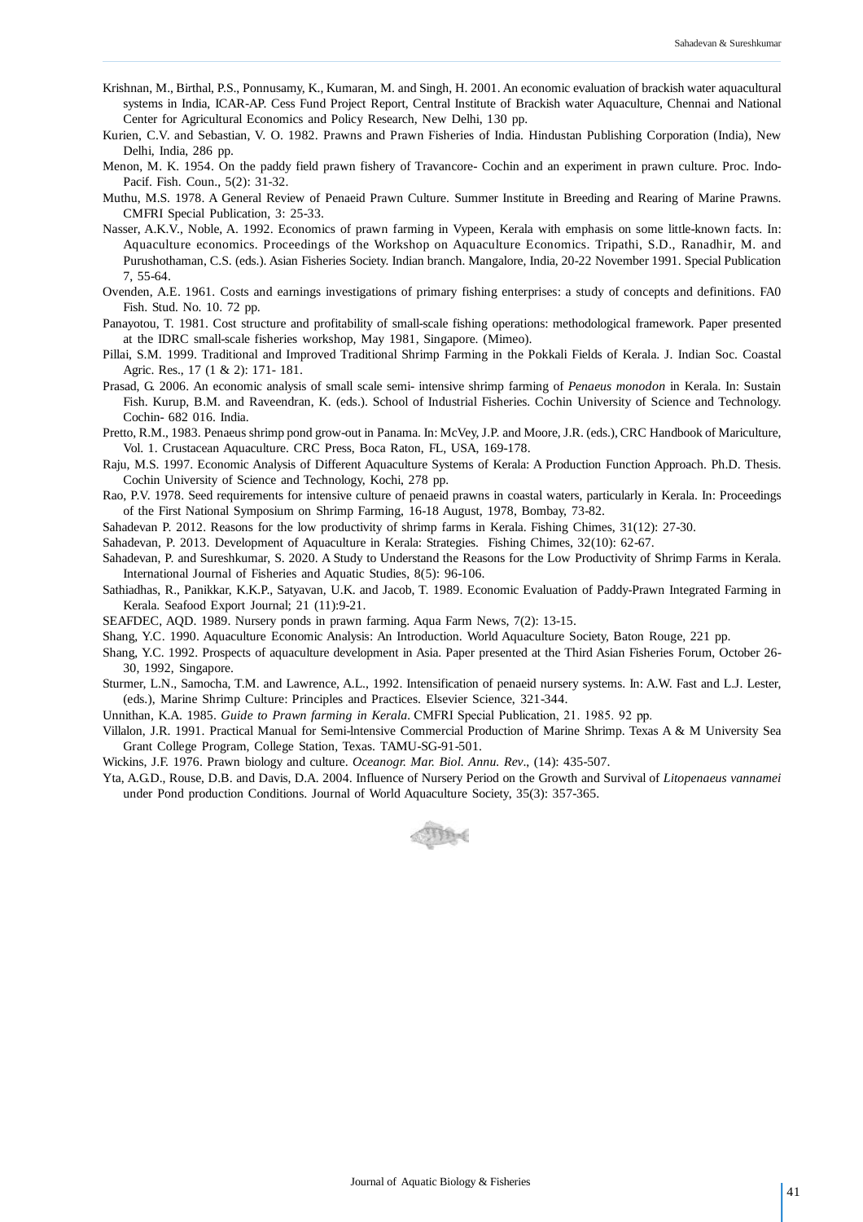Krishnan, M., Birthal, P.S., Ponnusamy, K., Kumaran, M. and Singh, H. 2001. An economic evaluation of brackish water aquacultural systems in India, ICAR-AP. Cess Fund Project Report, Central Institute of Brackish water Aquaculture, Chennai and National Center for Agricultural Economics and Policy Research, New Delhi, 130 pp.

Kurien, C.V. and Sebastian, V. O. 1982. Prawns and Prawn Fisheries of India. Hindustan Publishing Corporation (India), New Delhi, India, 286 pp.

Menon, M. K. 1954. On the paddy field prawn fishery of Travancore- Cochin and an experiment in prawn culture. Proc. Indo-Pacif. Fish. Coun., 5(2): 31-32.

Muthu, M.S. 1978. A General Review of Penaeid Prawn Culture. Summer Institute in Breeding and Rearing of Marine Prawns. CMFRI Special Publication, 3: 25-33.

Nasser, A.K.V., Noble, A. 1992. Economics of prawn farming in Vypeen, Kerala with emphasis on some little-known facts. In: Aquaculture economics. Proceedings of the Workshop on Aquaculture Economics. Tripathi, S.D., Ranadhir, M. and Purushothaman, C.S. (eds.). Asian Fisheries Society. Indian branch. Mangalore, India, 20-22 November 1991. Special Publication 7, 55-64.

Ovenden, A.E. 1961. Costs and earnings investigations of primary fishing enterprises: a study of concepts and definitions. FA0 Fish. Stud. No. 10. 72 pp.

Panayotou, T. 1981. Cost structure and profitability of small-scale fishing operations: methodological framework. Paper presented at the IDRC small-scale fisheries workshop, May 1981, Singapore. (Mimeo).

Pillai, S.M. 1999. Traditional and Improved Traditional Shrimp Farming in the Pokkali Fields of Kerala. J. Indian Soc. Coastal Agric. Res., 17 (1 & 2): 171- 181.

Prasad, G. 2006. An economic analysis of small scale semi- intensive shrimp farming of *Penaeus monodon* in Kerala. In: Sustain Fish. Kurup, B.M. and Raveendran, K. (eds.). School of Industrial Fisheries. Cochin University of Science and Technology. Cochin- 682 016. India.

Pretto, R.M., 1983. Penaeus shrimp pond grow-out in Panama. In: McVey, J.P. and Moore, J.R. (eds.), CRC Handbook of Mariculture, Vol. 1. Crustacean Aquaculture. CRC Press, Boca Raton, FL, USA, 169-178.

Raju, M.S. 1997. Economic Analysis of Different Aquaculture Systems of Kerala: A Production Function Approach. Ph.D. Thesis. Cochin University of Science and Technology, Kochi, 278 pp.

Rao, P.V. 1978. Seed requirements for intensive culture of penaeid prawns in coastal waters, particularly in Kerala. In: Proceedings of the First National Symposium on Shrimp Farming, 16-18 August, 1978, Bombay, 73-82.

Sahadevan P. 2012. Reasons for the low productivity of shrimp farms in Kerala. Fishing Chimes, 31(12): 27-30.

Sahadevan, P. 2013. Development of Aquaculture in Kerala: Strategies. Fishing Chimes, 32(10): 62-67.

Sahadevan, P. and Sureshkumar, S. 2020. A Study to Understand the Reasons for the Low Productivity of Shrimp Farms in Kerala. International Journal of Fisheries and Aquatic Studies, 8(5): 96-106.

Sathiadhas, R., Panikkar, K.K.P., Satyavan, U.K. and Jacob, T. 1989. Economic Evaluation of Paddy-Prawn Integrated Farming in Kerala. Seafood Export Journal; 21 (11):9-21.

SEAFDEC, AQD. 1989. Nursery ponds in prawn farming. Aqua Farm News, 7(2): 13-15.

Shang, Y.C. 1990. Aquaculture Economic Analysis: An Introduction. World Aquaculture Society, Baton Rouge, 221 pp.

Shang, Y.C. 1992. Prospects of aquaculture development in Asia. Paper presented at the Third Asian Fisheries Forum, October 26-30, 1992, Singapore.

Sturmer, L.N., Samocha, T.M. and Lawrence, A.L., 1992. Intensification of penaeid nursery systems. In: A.W. Fast and L.J. Lester, (eds.), Marine Shrimp Culture: Principles and Practices. Elsevier Science, 321-344.

Unnithan, K.A. 1985. *Guide to Prawn farming in Kerala*. CMFRI Special Publication, 21. 1985. 92 pp.

Villalon, J.R. 1991. Practical Manual for Semi-lntensive Commercial Production of Marine Shrimp. Texas A & M University Sea Grant College Program, College Station, Texas. TAMU-SG-91-501.

Wickins, J.F. 1976. Prawn biology and culture. *Oceanogr. Mar. Biol. Annu. Rev*., (14): 435-507.

Yta, A.G.D., Rouse, D.B. and Davis, D.A. 2004. Influence of Nursery Period on the Growth and Survival of *Litopenaeus vannamei* under Pond production Conditions. Journal of World Aquaculture Society, 35(3): 357-365.